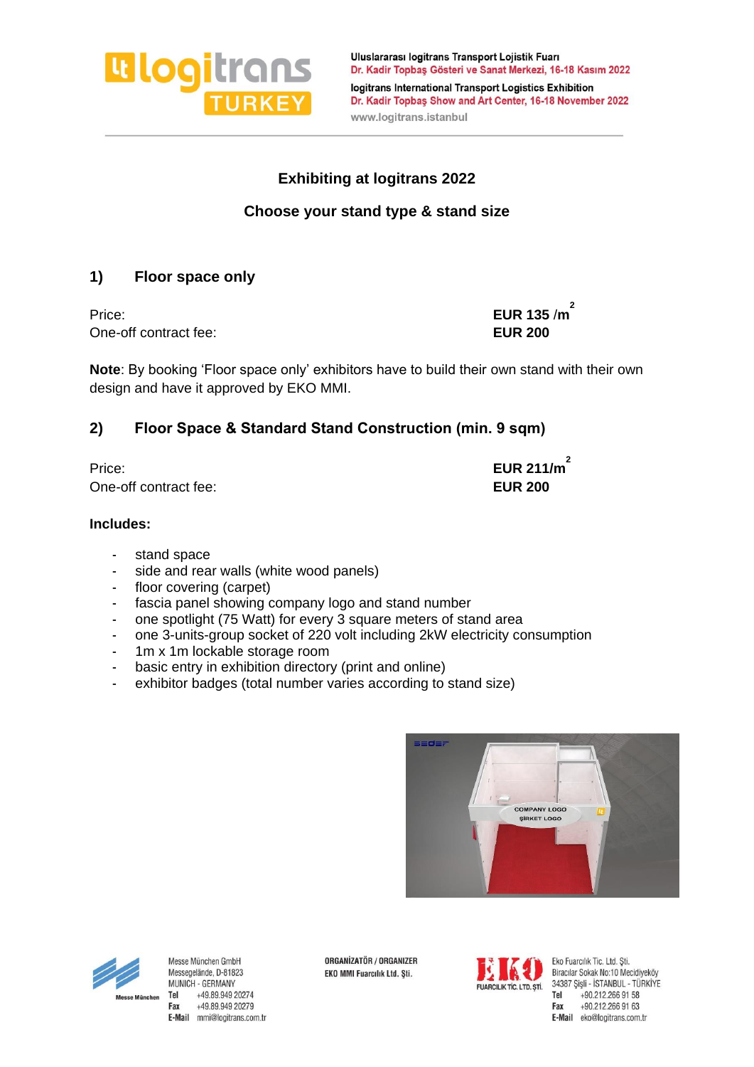Uluslararası logitrans Transport Lojistik Fuarı
Dr. Kadir Topbaş Gösteri ve Sanat Merkezi, 16-18 Kasım 2022
logitrans International Transport Logistics Exhibition
Dr. Kadir Topbaş Show and Art Center, 16-18 November 2022
www.logitrans.istanbul

## Exhibiting at logitrans 2022

### Choose your stand type & stand size

### 1) Floor space only

| | |
|---|---|
| Price: | **EUR 135 /m²** |
| One-off contract fee: | **EUR 200** |

**Note**: By booking 'Floor space only' exhibitors have to build their own stand with their own design and have it approved by EKO MMI.

### 2) Floor Space & Standard Stand Construction (min. 9 sqm)

| | |
|---|---|
| Price: | **EUR 211/m²** |
| One-off contract fee: | **EUR 200** |

**Includes:**

- stand space
- side and rear walls (white wood panels)
- floor covering (carpet)
- fascia panel showing company logo and stand number
- one spotlight (75 Watt) for every 3 square meters of stand area
- one 3-units-group socket of 220 volt including 2kW electricity consumption
- 1m x 1m lockable storage room
- basic entry in exhibition directory (print and online)
- exhibitor badges (total number varies according to stand size)

Messe München GmbH
Messegelände, D-81823
MUNICH - GERMANY
Tel +49.89.949 20274
Fax +49.89.949 20279
E-Mail mmi@logitrans.com.tr

ORGANİZATÖR / ORGANIZER
EKO MMI Fuarcılık Ltd. Şti.

Eko Fuarcılık Tic. Ltd. Şti.
Bıracılar Sokak No:10 Mecidiyeköy
34387 Şişli - İSTANBUL - TÜRKİYE
Tel +90.212.266 91 58
Fax +90.212.266 91 63
E-Mail eko@logitrans.com.tr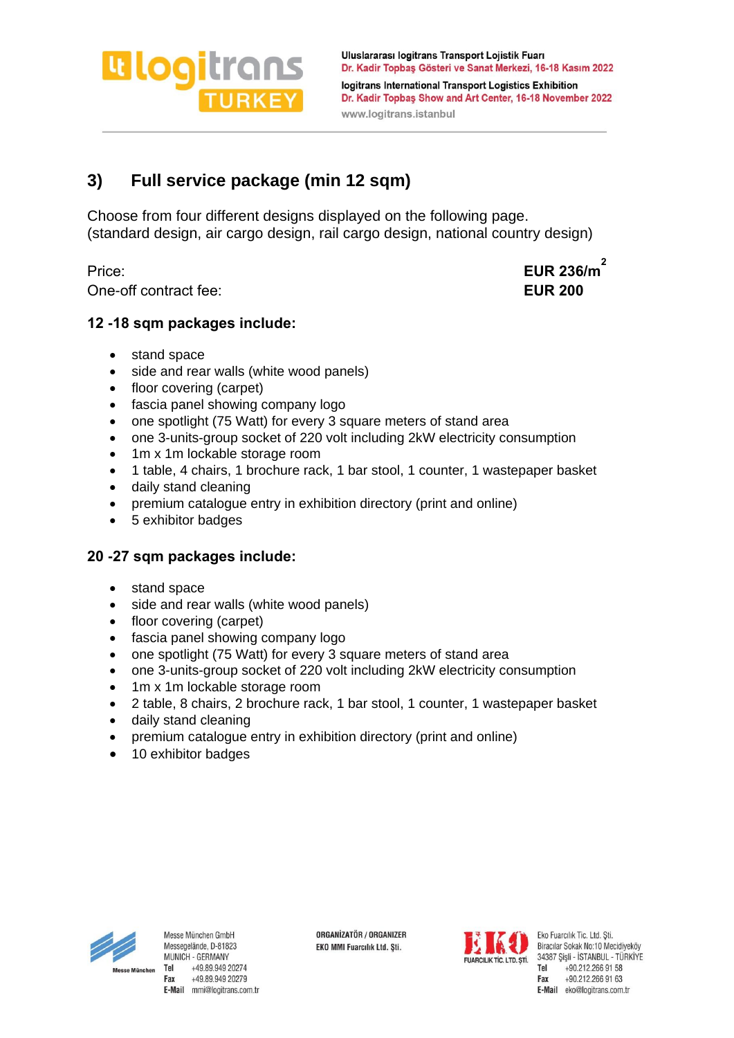## 3) Full service package (min 12 sqm)

Choose from four different designs displayed on the following page.
(standard design, air cargo design, rail cargo design, national country design)

| | |
|---|---|
| Price: | **EUR 236/m²** |
| One-off contract fee: | **EUR 200** |

### 12 -18 sqm packages include:

- stand space
- side and rear walls (white wood panels)
- floor covering (carpet)
- fascia panel showing company logo
- one spotlight (75 Watt) for every 3 square meters of stand area
- one 3-units-group socket of 220 volt including 2kW electricity consumption
- 1m x 1m lockable storage room
- 1 table, 4 chairs, 1 brochure rack, 1 bar stool, 1 counter, 1 wastepaper basket
- daily stand cleaning
- premium catalogue entry in exhibition directory (print and online)
- 5 exhibitor badges

### 20 -27 sqm packages include:

- stand space
- side and rear walls (white wood panels)
- floor covering (carpet)
- fascia panel showing company logo
- one spotlight (75 Watt) for every 3 square meters of stand area
- one 3-units-group socket of 220 volt including 2kW electricity consumption
- 1m x 1m lockable storage room
- 2 table, 8 chairs, 2 brochure rack, 1 bar stool, 1 counter, 1 wastepaper basket
- daily stand cleaning
- premium catalogue entry in exhibition directory (print and online)
- 10 exhibitor badges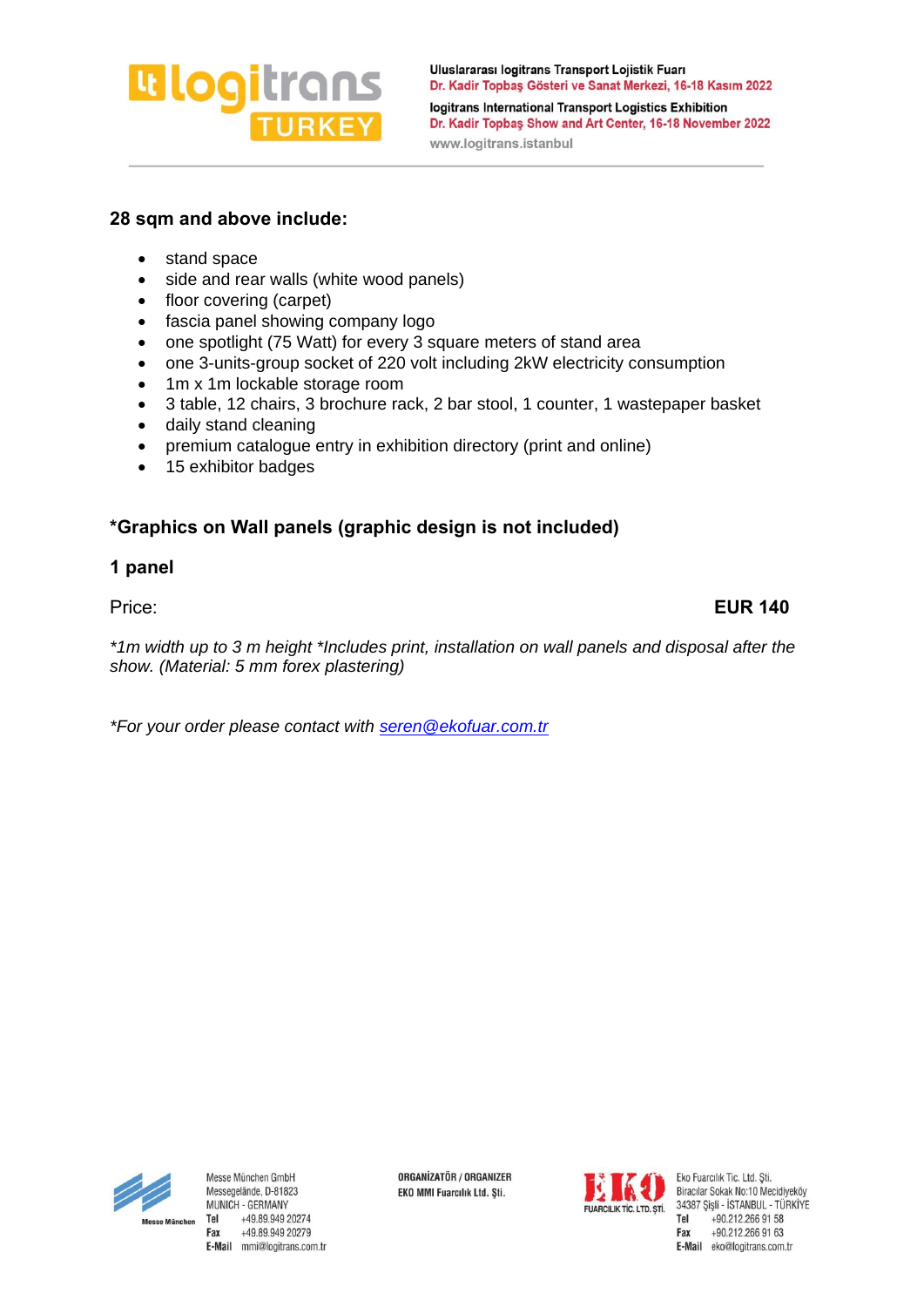## 28 sqm and above include:

- stand space
- side and rear walls (white wood panels)
- floor covering (carpet)
- fascia panel showing company logo
- one spotlight (75 Watt) for every 3 square meters of stand area
- one 3-units-group socket of 220 volt including 2kW electricity consumption
- 1m x 1m lockable storage room
- 3 table, 12 chairs, 3 brochure rack, 2 bar stool, 1 counter, 1 wastepaper basket
- daily stand cleaning
- premium catalogue entry in exhibition directory (print and online)
- 15 exhibitor badges

## *Graphics on Wall panels (graphic design is not included)

### 1 panel

Price: **EUR 140**

*\*1m width up to 3 m height \*Includes print, installation on wall panels and disposal after the show. (Material: 5 mm forex plastering)*

*\*For your order please contact with seren@ekofuar.com.tr*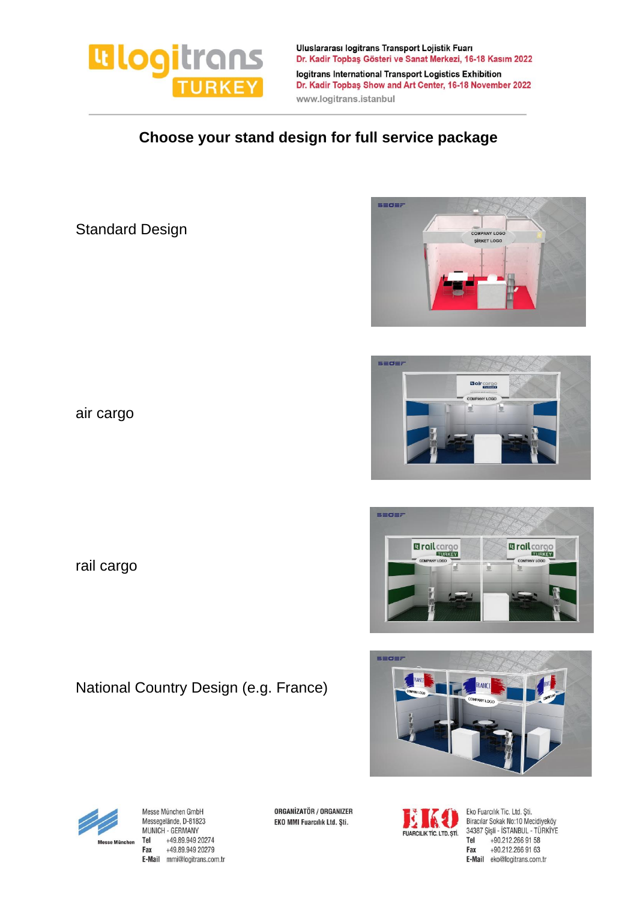Uluslararası logitrans Transport Lojistik Fuarı
Dr. Kadir Topbaş Gösteri ve Sanat Merkezi, 16-18 Kasım 2022

logitrans International Transport Logistics Exhibition
Dr. Kadir Topbaş Show and Art Center, 16-18 November 2022

www.logitrans.istanbul

## Choose your stand design for full service package

Standard Design

air cargo

rail cargo

National Country Design (e.g. France)

Messe München GmbH
Messegelände, D-81823
MUNICH - GERMANY
Tel +49.89.949 20274
Fax +49.89.949 20279
E-Mail mmi@logitrans.com.tr

ORGANİZATÖR / ORGANIZER
EKO MMI Fuarcılık Ltd. Şti.

Eko Fuarcılık Tic. Ltd. Şti.
Biracılar Sokak No:10 Mecidiyeköy
34387 Şişli - İSTANBUL - TÜRKİYE
Tel +90.212.266 91 58
Fax +90.212.266 91 63
E-Mail eko@logitrans.com.tr